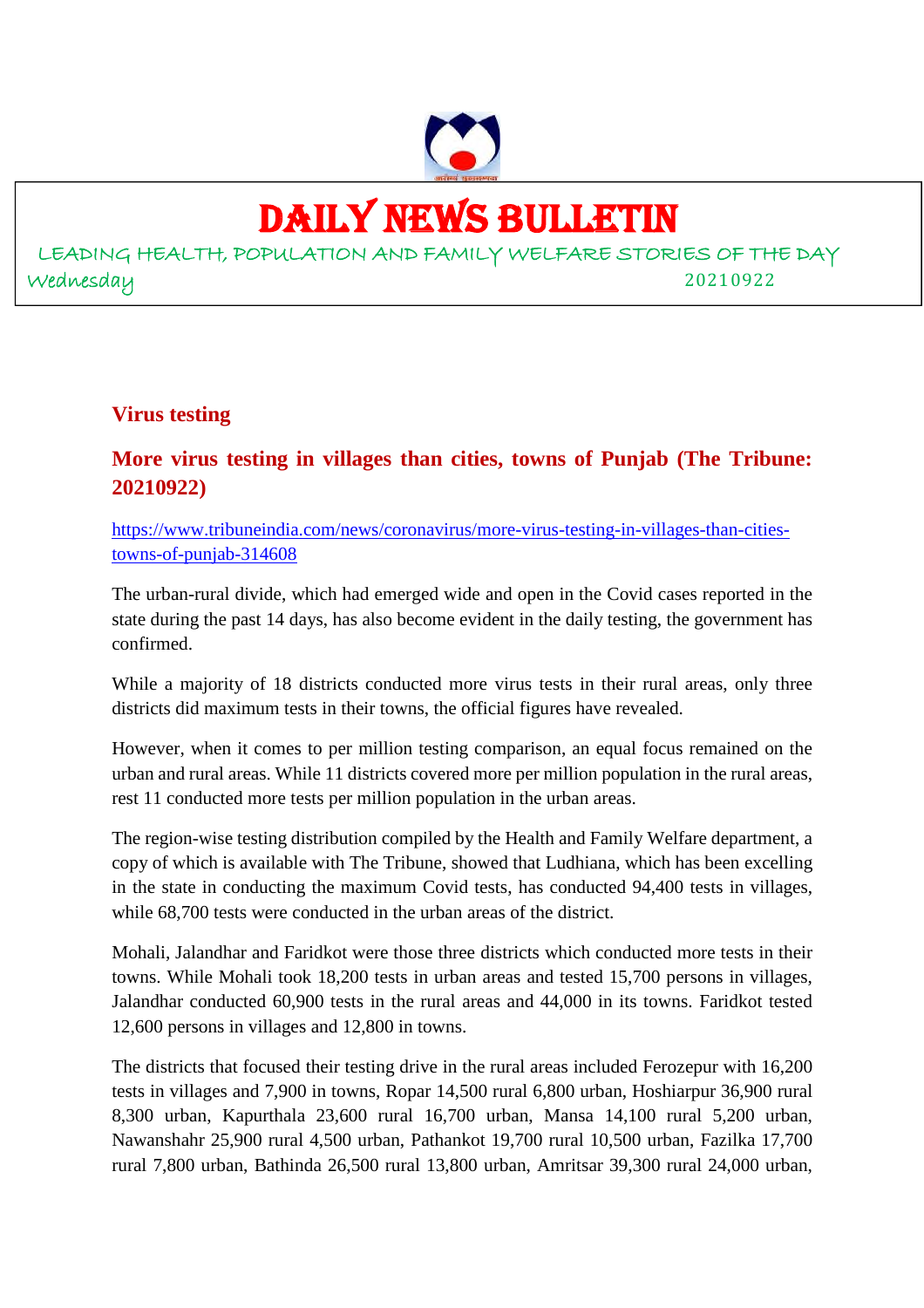# DAILY NEWS BULLETIN

LEADING HEALTH, POPULATION AND FAMILY WELFARE STORIES OF THE DAY

Wednesday 20210922

## Virus testing

### More virus testing in villages than cities, towns of Punjab (The Tribune: 20210922)

https://www.tribuneindia.com/news/coronavirus/more-virus-testing-in-villages-than-cities-towns-of-punjab-314608

The urban-rural divide, which had emerged wide and open in the Covid cases reported in the state during the past 14 days, has also become evident in the daily testing, the government has confirmed.

While a majority of 18 districts conducted more virus tests in their rural areas, only three districts did maximum tests in their towns, the official figures have revealed.

However, when it comes to per million testing comparison, an equal focus remained on the urban and rural areas. While 11 districts covered more per million population in the rural areas, rest 11 conducted more tests per million population in the urban areas.

The region-wise testing distribution compiled by the Health and Family Welfare department, a copy of which is available with The Tribune, showed that Ludhiana, which has been excelling in the state in conducting the maximum Covid tests, has conducted 94,400 tests in villages, while 68,700 tests were conducted in the urban areas of the district.

Mohali, Jalandhar and Faridkot were those three districts which conducted more tests in their towns. While Mohali took 18,200 tests in urban areas and tested 15,700 persons in villages, Jalandhar conducted 60,900 tests in the rural areas and 44,000 in its towns. Faridkot tested 12,600 persons in villages and 12,800 in towns.

The districts that focused their testing drive in the rural areas included Ferozepur with 16,200 tests in villages and 7,900 in towns, Ropar 14,500 rural 6,800 urban, Hoshiarpur 36,900 rural 8,300 urban, Kapurthala 23,600 rural 16,700 urban, Mansa 14,100 rural 5,200 urban, Nawanshahr 25,900 rural 4,500 urban, Pathankot 19,700 rural 10,500 urban, Fazilka 17,700 rural 7,800 urban, Bathinda 26,500 rural 13,800 urban, Amritsar 39,300 rural 24,000 urban,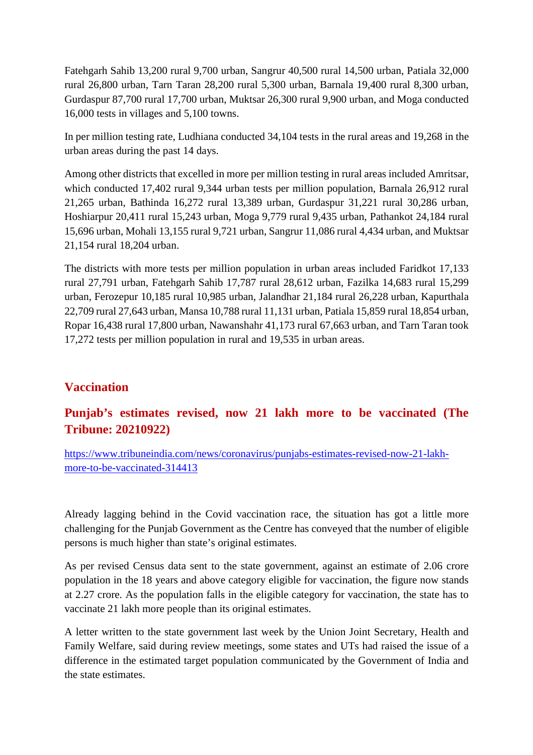Fatehgarh Sahib 13,200 rural 9,700 urban, Sangrur 40,500 rural 14,500 urban, Patiala 32,000 rural 26,800 urban, Tarn Taran 28,200 rural 5,300 urban, Barnala 19,400 rural 8,300 urban, Gurdaspur 87,700 rural 17,700 urban, Muktsar 26,300 rural 9,900 urban, and Moga conducted 16,000 tests in villages and 5,100 towns.

In per million testing rate, Ludhiana conducted 34,104 tests in the rural areas and 19,268 in the urban areas during the past 14 days.

Among other districts that excelled in more per million testing in rural areas included Amritsar, which conducted 17,402 rural 9,344 urban tests per million population, Barnala 26,912 rural 21,265 urban, Bathinda 16,272 rural 13,389 urban, Gurdaspur 31,221 rural 30,286 urban, Hoshiarpur 20,411 rural 15,243 urban, Moga 9,779 rural 9,435 urban, Pathankot 24,184 rural 15,696 urban, Mohali 13,155 rural 9,721 urban, Sangrur 11,086 rural 4,434 urban, and Muktsar 21,154 rural 18,204 urban.

The districts with more tests per million population in urban areas included Faridkot 17,133 rural 27,791 urban, Fatehgarh Sahib 17,787 rural 28,612 urban, Fazilka 14,683 rural 15,299 urban, Ferozepur 10,185 rural 10,985 urban, Jalandhar 21,184 rural 26,228 urban, Kapurthala 22,709 rural 27,643 urban, Mansa 10,788 rural 11,131 urban, Patiala 15,859 rural 18,854 urban, Ropar 16,438 rural 17,800 urban, Nawanshahr 41,173 rural 67,663 urban, and Tarn Taran took 17,272 tests per million population in rural and 19,535 in urban areas.

## Vaccination

### Punjab's estimates revised, now 21 lakh more to be vaccinated (The Tribune: 20210922)

https://www.tribuneindia.com/news/coronavirus/punjabs-estimates-revised-now-21-lakh-more-to-be-vaccinated-314413

Already lagging behind in the Covid vaccination race, the situation has got a little more challenging for the Punjab Government as the Centre has conveyed that the number of eligible persons is much higher than state's original estimates.

As per revised Census data sent to the state government, against an estimate of 2.06 crore population in the 18 years and above category eligible for vaccination, the figure now stands at 2.27 crore. As the population falls in the eligible category for vaccination, the state has to vaccinate 21 lakh more people than its original estimates.

A letter written to the state government last week by the Union Joint Secretary, Health and Family Welfare, said during review meetings, some states and UTs had raised the issue of a difference in the estimated target population communicated by the Government of India and the state estimates.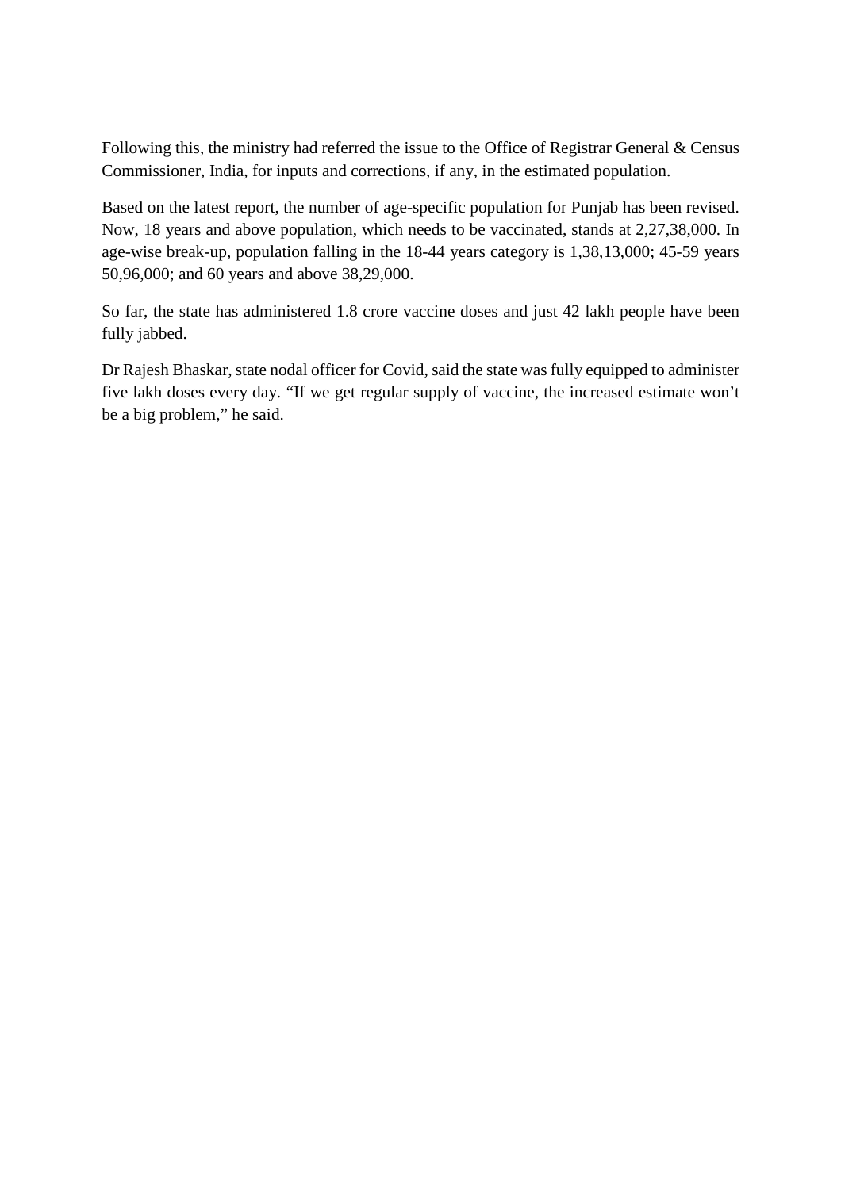Following this, the ministry had referred the issue to the Office of Registrar General & Census Commissioner, India, for inputs and corrections, if any, in the estimated population.

Based on the latest report, the number of age-specific population for Punjab has been revised. Now, 18 years and above population, which needs to be vaccinated, stands at 2,27,38,000. In age-wise break-up, population falling in the 18-44 years category is 1,38,13,000; 45-59 years 50,96,000; and 60 years and above 38,29,000.

So far, the state has administered 1.8 crore vaccine doses and just 42 lakh people have been fully jabbed.

Dr Rajesh Bhaskar, state nodal officer for Covid, said the state was fully equipped to administer five lakh doses every day. "If we get regular supply of vaccine, the increased estimate won't be a big problem," he said.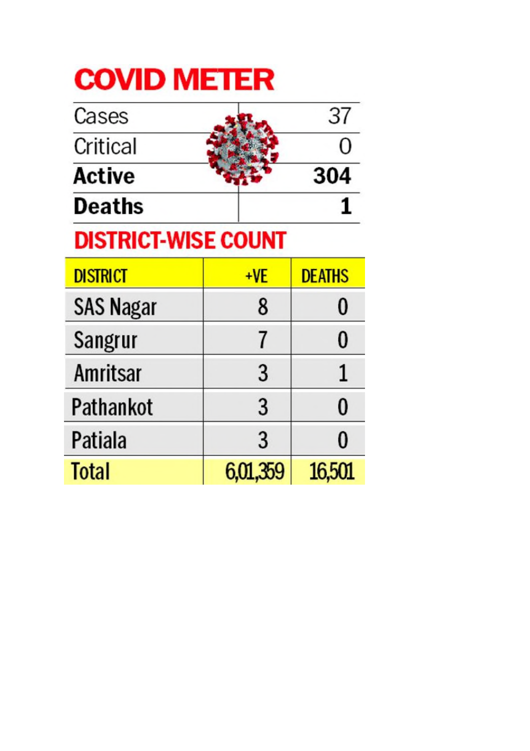# COVID METER

| | |
|---|---|
| Cases | 37 |
| Critical | 0 |
| **Active** | **304** |
| **Deaths** | **1** |

## DISTRICT-WISE COUNT

| DISTRICT | +VE | DEATHS |
|---|---|---|
| SAS Nagar | 8 | 0 |
| Sangrur | 7 | 0 |
| Amritsar | 3 | 1 |
| Pathankot | 3 | 0 |
| Patiala | 3 | 0 |
| Total | 6,01,359 | 16,501 |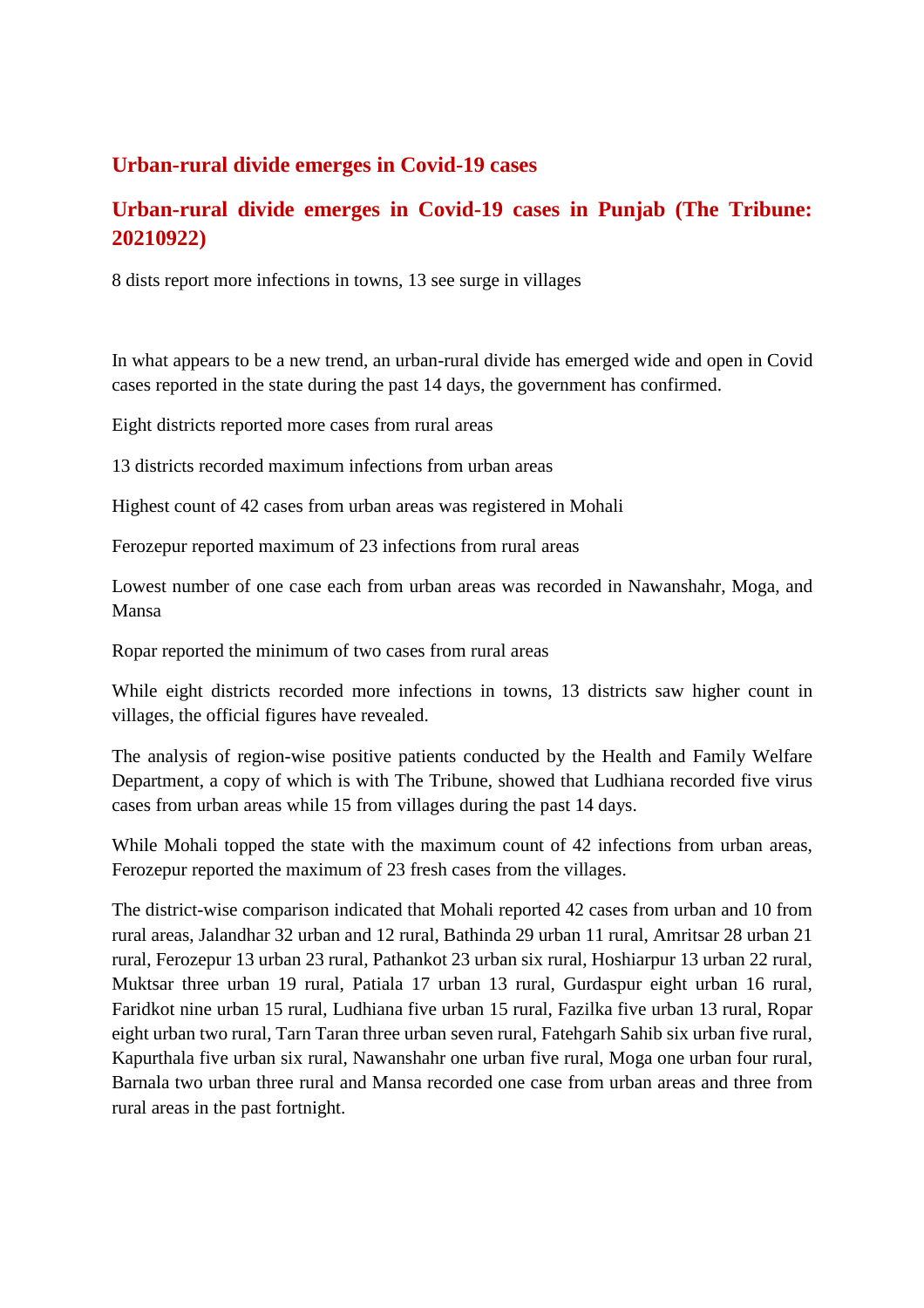## Urban-rural divide emerges in Covid-19 cases

## Urban-rural divide emerges in Covid-19 cases in Punjab (The Tribune: 20210922)

8 dists report more infections in towns, 13 see surge in villages

In what appears to be a new trend, an urban-rural divide has emerged wide and open in Covid cases reported in the state during the past 14 days, the government has confirmed.

Eight districts reported more cases from rural areas

13 districts recorded maximum infections from urban areas

Highest count of 42 cases from urban areas was registered in Mohali

Ferozepur reported maximum of 23 infections from rural areas

Lowest number of one case each from urban areas was recorded in Nawanshahr, Moga, and Mansa

Ropar reported the minimum of two cases from rural areas

While eight districts recorded more infections in towns, 13 districts saw higher count in villages, the official figures have revealed.

The analysis of region-wise positive patients conducted by the Health and Family Welfare Department, a copy of which is with The Tribune, showed that Ludhiana recorded five virus cases from urban areas while 15 from villages during the past 14 days.

While Mohali topped the state with the maximum count of 42 infections from urban areas, Ferozepur reported the maximum of 23 fresh cases from the villages.

The district-wise comparison indicated that Mohali reported 42 cases from urban and 10 from rural areas, Jalandhar 32 urban and 12 rural, Bathinda 29 urban 11 rural, Amritsar 28 urban 21 rural, Ferozepur 13 urban 23 rural, Pathankot 23 urban six rural, Hoshiarpur 13 urban 22 rural, Muktsar three urban 19 rural, Patiala 17 urban 13 rural, Gurdaspur eight urban 16 rural, Faridkot nine urban 15 rural, Ludhiana five urban 15 rural, Fazilka five urban 13 rural, Ropar eight urban two rural, Tarn Taran three urban seven rural, Fatehgarh Sahib six urban five rural, Kapurthala five urban six rural, Nawanshahr one urban five rural, Moga one urban four rural, Barnala two urban three rural and Mansa recorded one case from urban areas and three from rural areas in the past fortnight.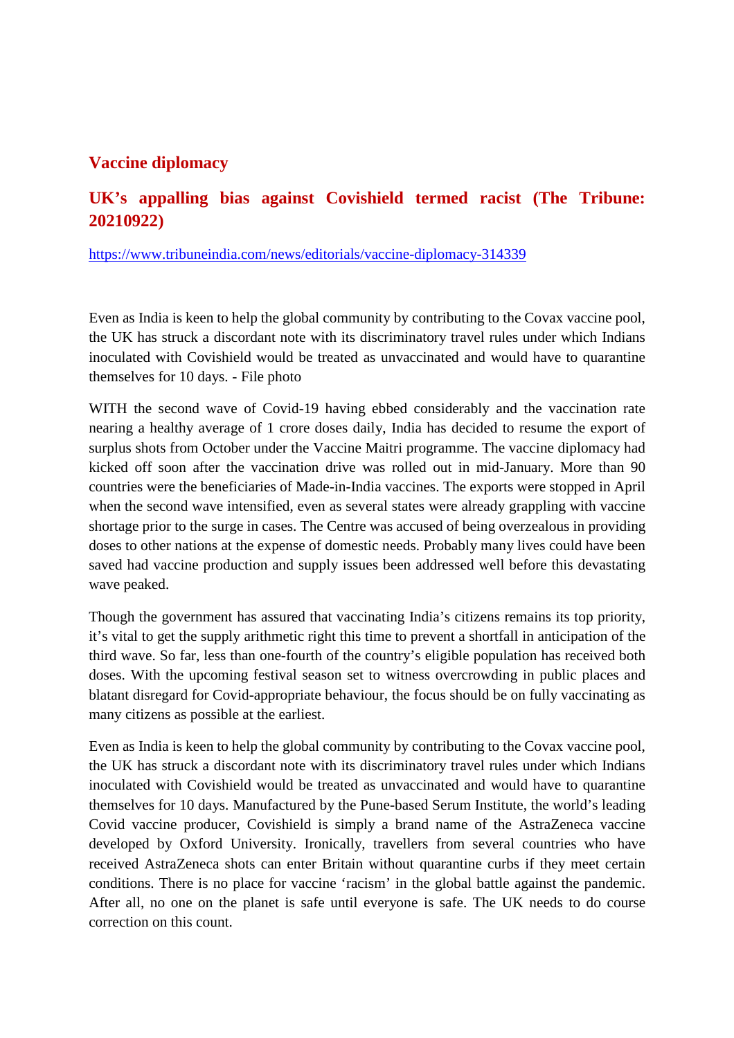## Vaccine diplomacy

## UK's appalling bias against Covishield termed racist (The Tribune: 20210922)

https://www.tribuneindia.com/news/editorials/vaccine-diplomacy-314339

Even as India is keen to help the global community by contributing to the Covax vaccine pool, the UK has struck a discordant note with its discriminatory travel rules under which Indians inoculated with Covishield would be treated as unvaccinated and would have to quarantine themselves for 10 days. - File photo

WITH the second wave of Covid-19 having ebbed considerably and the vaccination rate nearing a healthy average of 1 crore doses daily, India has decided to resume the export of surplus shots from October under the Vaccine Maitri programme. The vaccine diplomacy had kicked off soon after the vaccination drive was rolled out in mid-January. More than 90 countries were the beneficiaries of Made-in-India vaccines. The exports were stopped in April when the second wave intensified, even as several states were already grappling with vaccine shortage prior to the surge in cases. The Centre was accused of being overzealous in providing doses to other nations at the expense of domestic needs. Probably many lives could have been saved had vaccine production and supply issues been addressed well before this devastating wave peaked.

Though the government has assured that vaccinating India's citizens remains its top priority, it's vital to get the supply arithmetic right this time to prevent a shortfall in anticipation of the third wave. So far, less than one-fourth of the country's eligible population has received both doses. With the upcoming festival season set to witness overcrowding in public places and blatant disregard for Covid-appropriate behaviour, the focus should be on fully vaccinating as many citizens as possible at the earliest.

Even as India is keen to help the global community by contributing to the Covax vaccine pool, the UK has struck a discordant note with its discriminatory travel rules under which Indians inoculated with Covishield would be treated as unvaccinated and would have to quarantine themselves for 10 days. Manufactured by the Pune-based Serum Institute, the world's leading Covid vaccine producer, Covishield is simply a brand name of the AstraZeneca vaccine developed by Oxford University. Ironically, travellers from several countries who have received AstraZeneca shots can enter Britain without quarantine curbs if they meet certain conditions. There is no place for vaccine 'racism' in the global battle against the pandemic. After all, no one on the planet is safe until everyone is safe. The UK needs to do course correction on this count.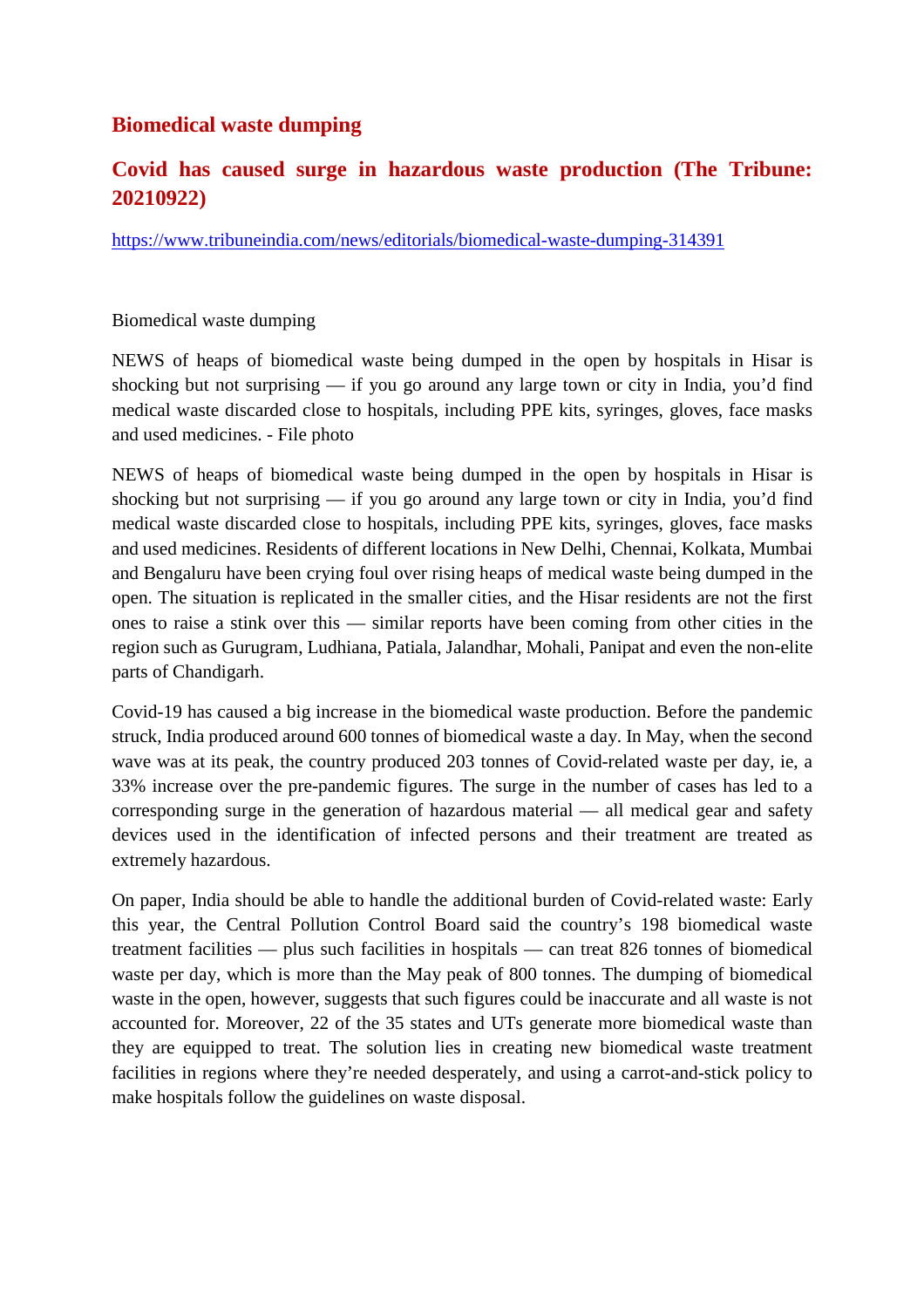## Biomedical waste dumping

## Covid has caused surge in hazardous waste production (The Tribune: 20210922)

https://www.tribuneindia.com/news/editorials/biomedical-waste-dumping-314391

Biomedical waste dumping

NEWS of heaps of biomedical waste being dumped in the open by hospitals in Hisar is shocking but not surprising — if you go around any large town or city in India, you'd find medical waste discarded close to hospitals, including PPE kits, syringes, gloves, face masks and used medicines. - File photo

NEWS of heaps of biomedical waste being dumped in the open by hospitals in Hisar is shocking but not surprising — if you go around any large town or city in India, you'd find medical waste discarded close to hospitals, including PPE kits, syringes, gloves, face masks and used medicines. Residents of different locations in New Delhi, Chennai, Kolkata, Mumbai and Bengaluru have been crying foul over rising heaps of medical waste being dumped in the open. The situation is replicated in the smaller cities, and the Hisar residents are not the first ones to raise a stink over this — similar reports have been coming from other cities in the region such as Gurugram, Ludhiana, Patiala, Jalandhar, Mohali, Panipat and even the non-elite parts of Chandigarh.

Covid-19 has caused a big increase in the biomedical waste production. Before the pandemic struck, India produced around 600 tonnes of biomedical waste a day. In May, when the second wave was at its peak, the country produced 203 tonnes of Covid-related waste per day, ie, a 33% increase over the pre-pandemic figures. The surge in the number of cases has led to a corresponding surge in the generation of hazardous material — all medical gear and safety devices used in the identification of infected persons and their treatment are treated as extremely hazardous.

On paper, India should be able to handle the additional burden of Covid-related waste: Early this year, the Central Pollution Control Board said the country's 198 biomedical waste treatment facilities — plus such facilities in hospitals — can treat 826 tonnes of biomedical waste per day, which is more than the May peak of 800 tonnes. The dumping of biomedical waste in the open, however, suggests that such figures could be inaccurate and all waste is not accounted for. Moreover, 22 of the 35 states and UTs generate more biomedical waste than they are equipped to treat. The solution lies in creating new biomedical waste treatment facilities in regions where they're needed desperately, and using a carrot-and-stick policy to make hospitals follow the guidelines on waste disposal.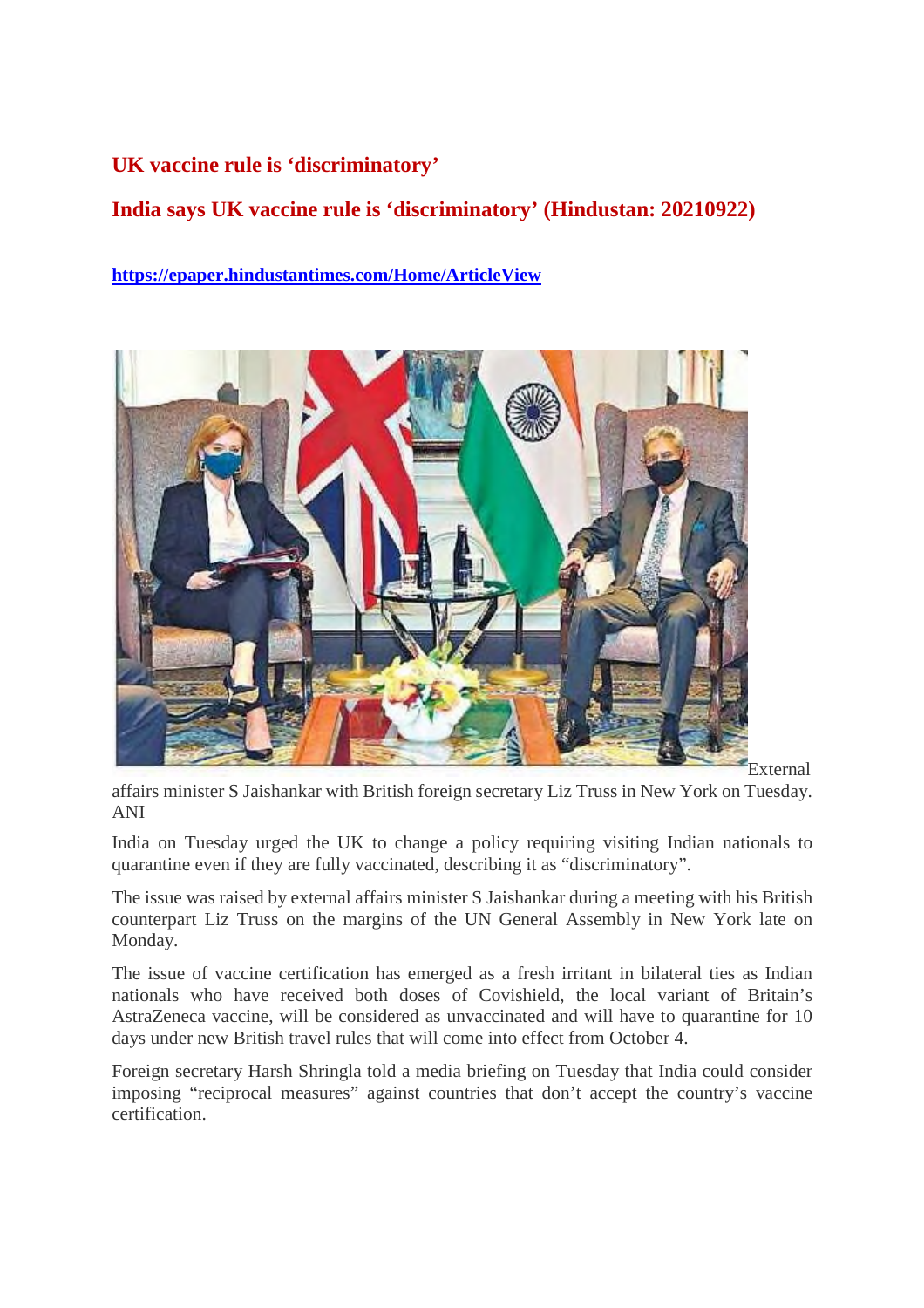## UK vaccine rule is 'discriminatory'

## India says UK vaccine rule is 'discriminatory' (Hindustan: 20210922)

**[https://epaper.hindustantimes.com/Home/ArticleView](https://epaper.hindustantimes.com/Home/ArticleView)**

External affairs minister S Jaishankar with British foreign secretary Liz Truss in New York on Tuesday. ANI

India on Tuesday urged the UK to change a policy requiring visiting Indian nationals to quarantine even if they are fully vaccinated, describing it as "discriminatory".

The issue was raised by external affairs minister S Jaishankar during a meeting with his British counterpart Liz Truss on the margins of the UN General Assembly in New York late on Monday.

The issue of vaccine certification has emerged as a fresh irritant in bilateral ties as Indian nationals who have received both doses of Covishield, the local variant of Britain's AstraZeneca vaccine, will be considered as unvaccinated and will have to quarantine for 10 days under new British travel rules that will come into effect from October 4.

Foreign secretary Harsh Shringla told a media briefing on Tuesday that India could consider imposing "reciprocal measures" against countries that don't accept the country's vaccine certification.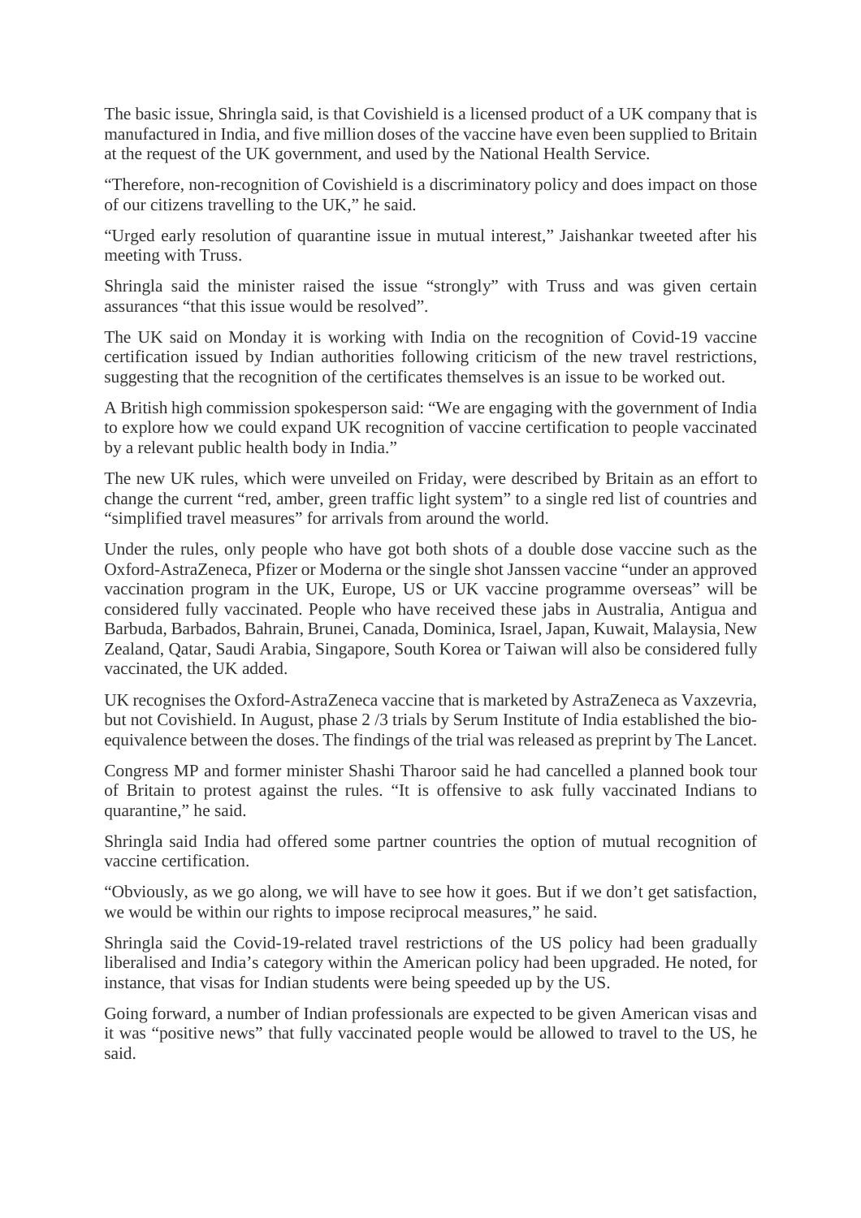The basic issue, Shringla said, is that Covishield is a licensed product of a UK company that is manufactured in India, and five million doses of the vaccine have even been supplied to Britain at the request of the UK government, and used by the National Health Service.

"Therefore, non-recognition of Covishield is a discriminatory policy and does impact on those of our citizens travelling to the UK," he said.

"Urged early resolution of quarantine issue in mutual interest," Jaishankar tweeted after his meeting with Truss.

Shringla said the minister raised the issue "strongly" with Truss and was given certain assurances "that this issue would be resolved".

The UK said on Monday it is working with India on the recognition of Covid-19 vaccine certification issued by Indian authorities following criticism of the new travel restrictions, suggesting that the recognition of the certificates themselves is an issue to be worked out.

A British high commission spokesperson said: "We are engaging with the government of India to explore how we could expand UK recognition of vaccine certification to people vaccinated by a relevant public health body in India."

The new UK rules, which were unveiled on Friday, were described by Britain as an effort to change the current "red, amber, green traffic light system" to a single red list of countries and "simplified travel measures" for arrivals from around the world.

Under the rules, only people who have got both shots of a double dose vaccine such as the Oxford-AstraZeneca, Pfizer or Moderna or the single shot Janssen vaccine "under an approved vaccination program in the UK, Europe, US or UK vaccine programme overseas" will be considered fully vaccinated. People who have received these jabs in Australia, Antigua and Barbuda, Barbados, Bahrain, Brunei, Canada, Dominica, Israel, Japan, Kuwait, Malaysia, New Zealand, Qatar, Saudi Arabia, Singapore, South Korea or Taiwan will also be considered fully vaccinated, the UK added.

UK recognises the Oxford-AstraZeneca vaccine that is marketed by AstraZeneca as Vaxzevria, but not Covishield. In August, phase 2 /3 trials by Serum Institute of India established the bio-equivalence between the doses. The findings of the trial was released as preprint by The Lancet.

Congress MP and former minister Shashi Tharoor said he had cancelled a planned book tour of Britain to protest against the rules. "It is offensive to ask fully vaccinated Indians to quarantine," he said.

Shringla said India had offered some partner countries the option of mutual recognition of vaccine certification.

"Obviously, as we go along, we will have to see how it goes. But if we don't get satisfaction, we would be within our rights to impose reciprocal measures," he said.

Shringla said the Covid-19-related travel restrictions of the US policy had been gradually liberalised and India's category within the American policy had been upgraded. He noted, for instance, that visas for Indian students were being speeded up by the US.

Going forward, a number of Indian professionals are expected to be given American visas and it was "positive news" that fully vaccinated people would be allowed to travel to the US, he said.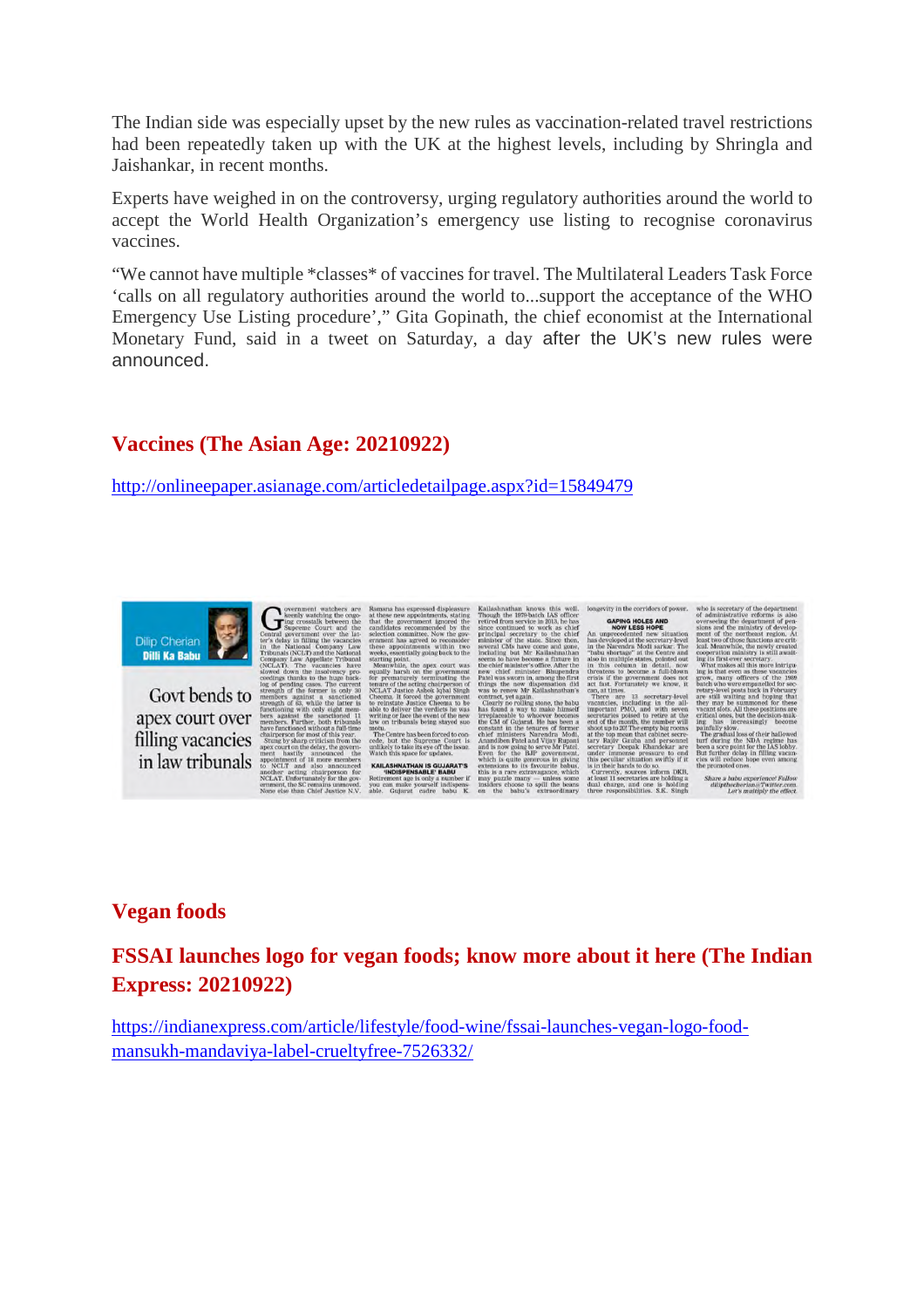The Indian side was especially upset by the new rules as vaccination-related travel restrictions had been repeatedly taken up with the UK at the highest levels, including by Shringla and Jaishankar, in recent months.

Experts have weighed in on the controversy, urging regulatory authorities around the world to accept the World Health Organization's emergency use listing to recognise coronavirus vaccines.

"We cannot have multiple *classes* of vaccines for travel. The Multilateral Leaders Task Force 'calls on all regulatory authorities around the world to...support the acceptance of the WHO Emergency Use Listing procedure'," Gita Gopinath, the chief economist at the International Monetary Fund, said in a tweet on Saturday, a day after the UK's new rules were announced.

## Vaccines (The Asian Age: 20210922)

http://onlineepaper.asianage.com/articledetailpage.aspx?id=15849479

## Vegan foods

## FSSAI launches logo for vegan foods; know more about it here (The Indian Express: 20210922)

https://indianexpress.com/article/lifestyle/food-wine/fssai-launches-vegan-logo-food-mansukh-mandaviya-label-crueltyfree-7526332/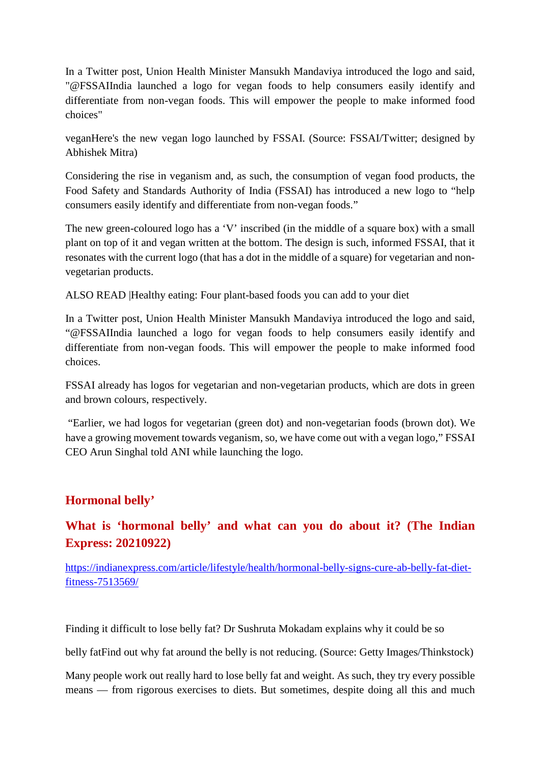In a Twitter post, Union Health Minister Mansukh Mandaviya introduced the logo and said, "@FSSAIIndia launched a logo for vegan foods to help consumers easily identify and differentiate from non-vegan foods. This will empower the people to make informed food choices"

veganHere's the new vegan logo launched by FSSAI. (Source: FSSAI/Twitter; designed by Abhishek Mitra)

Considering the rise in veganism and, as such, the consumption of vegan food products, the Food Safety and Standards Authority of India (FSSAI) has introduced a new logo to "help consumers easily identify and differentiate from non-vegan foods."

The new green-coloured logo has a 'V' inscribed (in the middle of a square box) with a small plant on top of it and vegan written at the bottom. The design is such, informed FSSAI, that it resonates with the current logo (that has a dot in the middle of a square) for vegetarian and non-vegetarian products.

ALSO READ |Healthy eating: Four plant-based foods you can add to your diet

In a Twitter post, Union Health Minister Mansukh Mandaviya introduced the logo and said, "@FSSAIIndia launched a logo for vegan foods to help consumers easily identify and differentiate from non-vegan foods. This will empower the people to make informed food choices.

FSSAI already has logos for vegetarian and non-vegetarian products, which are dots in green and brown colours, respectively.

"Earlier, we had logos for vegetarian (green dot) and non-vegetarian foods (brown dot). We have a growing movement towards veganism, so, we have come out with a vegan logo," FSSAI CEO Arun Singhal told ANI while launching the logo.

## Hormonal belly'

## What is 'hormonal belly' and what can you do about it? (The Indian Express: 20210922)

https://indianexpress.com/article/lifestyle/health/hormonal-belly-signs-cure-ab-belly-fat-diet-fitness-7513569/

Finding it difficult to lose belly fat? Dr Sushruta Mokadam explains why it could be so

belly fatFind out why fat around the belly is not reducing. (Source: Getty Images/Thinkstock)

Many people work out really hard to lose belly fat and weight. As such, they try every possible means — from rigorous exercises to diets. But sometimes, despite doing all this and much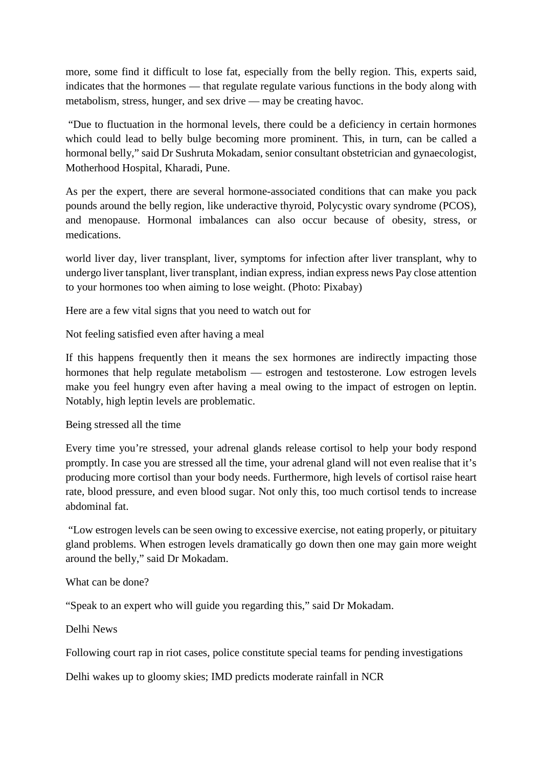more, some find it difficult to lose fat, especially from the belly region. This, experts said, indicates that the hormones — that regulate regulate various functions in the body along with metabolism, stress, hunger, and sex drive — may be creating havoc.

"Due to fluctuation in the hormonal levels, there could be a deficiency in certain hormones which could lead to belly bulge becoming more prominent. This, in turn, can be called a hormonal belly," said Dr Sushruta Mokadam, senior consultant obstetrician and gynaecologist, Motherhood Hospital, Kharadi, Pune.

As per the expert, there are several hormone-associated conditions that can make you pack pounds around the belly region, like underactive thyroid, Polycystic ovary syndrome (PCOS), and menopause. Hormonal imbalances can also occur because of obesity, stress, or medications.

world liver day, liver transplant, liver, symptoms for infection after liver transplant, why to undergo liver tansplant, liver transplant, indian express, indian express news Pay close attention to your hormones too when aiming to lose weight. (Photo: Pixabay)

Here are a few vital signs that you need to watch out for

Not feeling satisfied even after having a meal

If this happens frequently then it means the sex hormones are indirectly impacting those hormones that help regulate metabolism — estrogen and testosterone. Low estrogen levels make you feel hungry even after having a meal owing to the impact of estrogen on leptin. Notably, high leptin levels are problematic.

Being stressed all the time

Every time you're stressed, your adrenal glands release cortisol to help your body respond promptly. In case you are stressed all the time, your adrenal gland will not even realise that it's producing more cortisol than your body needs. Furthermore, high levels of cortisol raise heart rate, blood pressure, and even blood sugar. Not only this, too much cortisol tends to increase abdominal fat.

"Low estrogen levels can be seen owing to excessive exercise, not eating properly, or pituitary gland problems. When estrogen levels dramatically go down then one may gain more weight around the belly," said Dr Mokadam.

What can be done?

"Speak to an expert who will guide you regarding this," said Dr Mokadam.

Delhi News

Following court rap in riot cases, police constitute special teams for pending investigations

Delhi wakes up to gloomy skies; IMD predicts moderate rainfall in NCR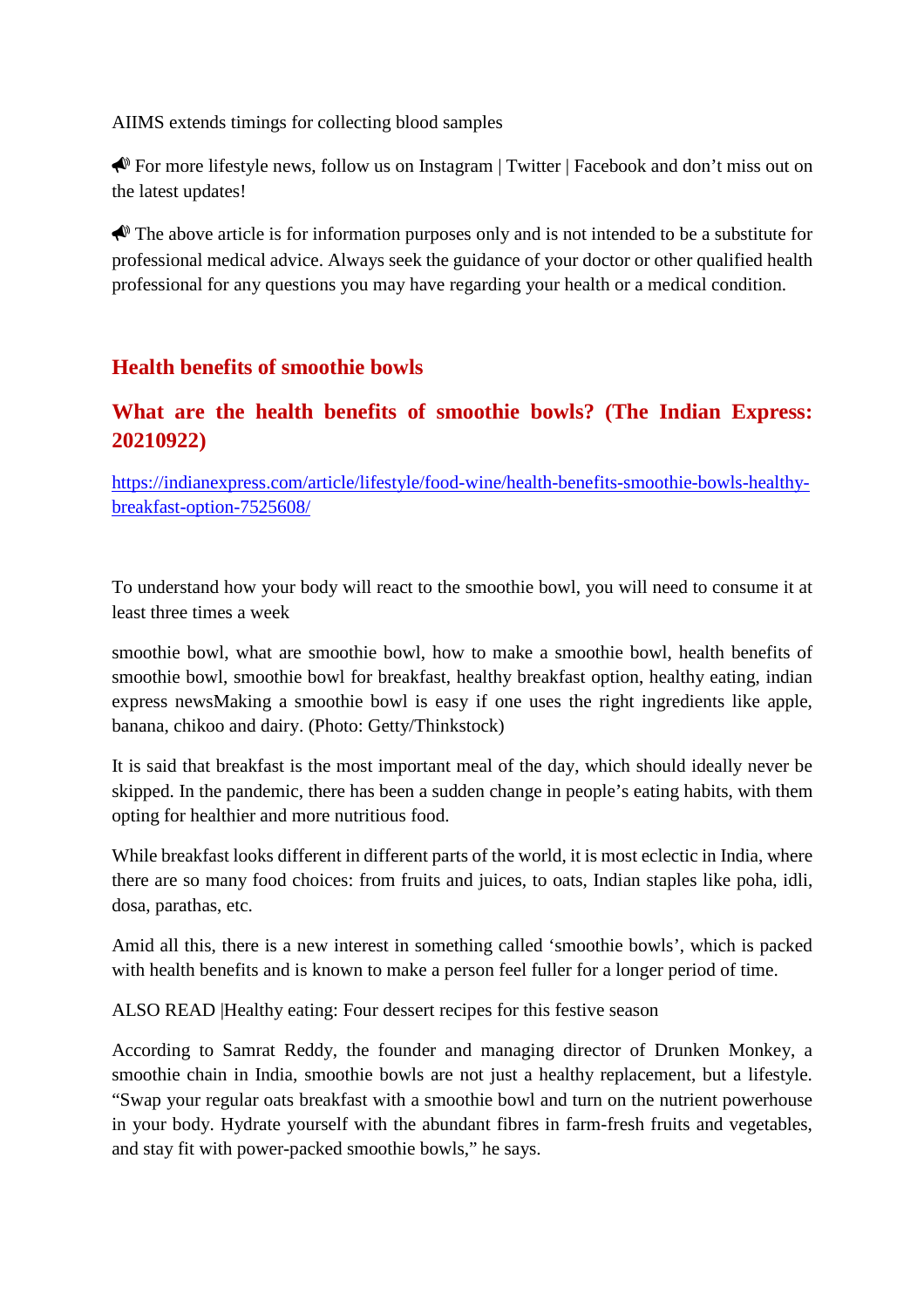AIIMS extends timings for collecting blood samples

📣 For more lifestyle news, follow us on Instagram | Twitter | Facebook and don't miss out on the latest updates!

📣 The above article is for information purposes only and is not intended to be a substitute for professional medical advice. Always seek the guidance of your doctor or other qualified health professional for any questions you may have regarding your health or a medical condition.

## Health benefits of smoothie bowls

## What are the health benefits of smoothie bowls? (The Indian Express: 20210922)

https://indianexpress.com/article/lifestyle/food-wine/health-benefits-smoothie-bowls-healthy-breakfast-option-7525608/

To understand how your body will react to the smoothie bowl, you will need to consume it at least three times a week

smoothie bowl, what are smoothie bowl, how to make a smoothie bowl, health benefits of smoothie bowl, smoothie bowl for breakfast, healthy breakfast option, healthy eating, indian express newsMaking a smoothie bowl is easy if one uses the right ingredients like apple, banana, chikoo and dairy. (Photo: Getty/Thinkstock)

It is said that breakfast is the most important meal of the day, which should ideally never be skipped. In the pandemic, there has been a sudden change in people's eating habits, with them opting for healthier and more nutritious food.

While breakfast looks different in different parts of the world, it is most eclectic in India, where there are so many food choices: from fruits and juices, to oats, Indian staples like poha, idli, dosa, parathas, etc.

Amid all this, there is a new interest in something called 'smoothie bowls', which is packed with health benefits and is known to make a person feel fuller for a longer period of time.

ALSO READ |Healthy eating: Four dessert recipes for this festive season

According to Samrat Reddy, the founder and managing director of Drunken Monkey, a smoothie chain in India, smoothie bowls are not just a healthy replacement, but a lifestyle. "Swap your regular oats breakfast with a smoothie bowl and turn on the nutrient powerhouse in your body. Hydrate yourself with the abundant fibres in farm-fresh fruits and vegetables, and stay fit with power-packed smoothie bowls," he says.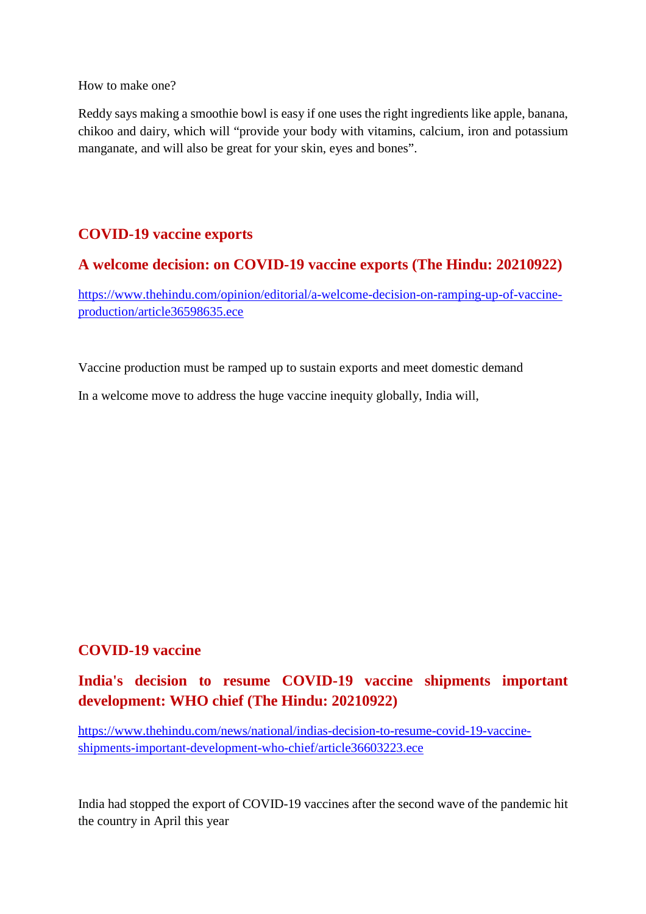How to make one?

Reddy says making a smoothie bowl is easy if one uses the right ingredients like apple, banana, chikoo and dairy, which will "provide your body with vitamins, calcium, iron and potassium manganate, and will also be great for your skin, eyes and bones".

## COVID-19 vaccine exports

## A welcome decision: on COVID-19 vaccine exports (The Hindu: 20210922)

https://www.thehindu.com/opinion/editorial/a-welcome-decision-on-ramping-up-of-vaccine-production/article36598635.ece

Vaccine production must be ramped up to sustain exports and meet domestic demand

In a welcome move to address the huge vaccine inequity globally, India will,

## COVID-19 vaccine

## India's decision to resume COVID-19 vaccine shipments important development: WHO chief (The Hindu: 20210922)

https://www.thehindu.com/news/national/indias-decision-to-resume-covid-19-vaccine-shipments-important-development-who-chief/article36603223.ece

India had stopped the export of COVID-19 vaccines after the second wave of the pandemic hit the country in April this year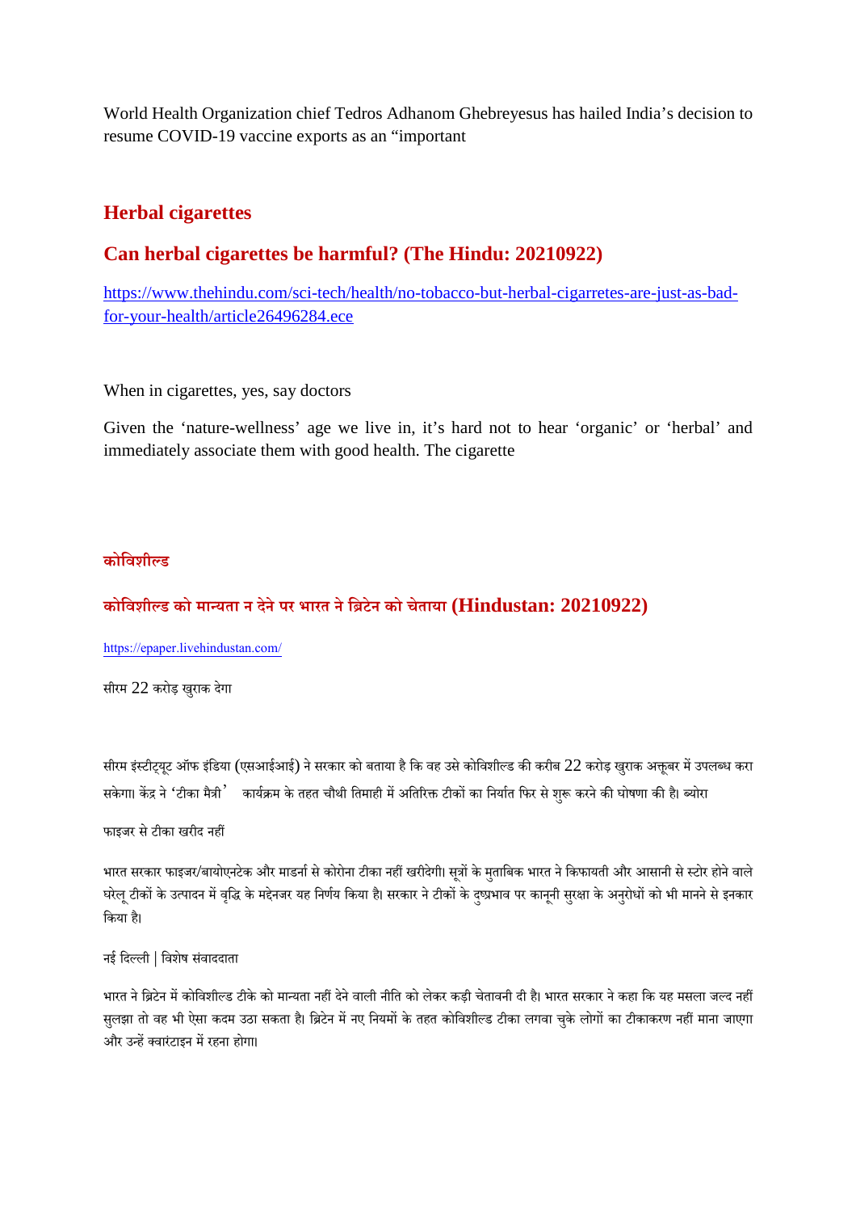World Health Organization chief Tedros Adhanom Ghebreyesus has hailed India's decision to resume COVID-19 vaccine exports as an "important

## Herbal cigarettes

## Can herbal cigarettes be harmful? (The Hindu: 20210922)

https://www.thehindu.com/sci-tech/health/no-tobacco-but-herbal-cigarretes-are-just-as-bad-for-your-health/article26496284.ece

When in cigarettes, yes, say doctors

Given the 'nature-wellness' age we live in, it's hard not to hear 'organic' or 'herbal' and immediately associate them with good health. The cigarette

## कोविशील्ड

## कोविशील्ड को मान्यता न देने पर भारत ने ब्रिटेन को चेताया (Hindustan: 20210922)

https://epaper.livehindustan.com/

सीरम 22 करोड़ खुराक देगा

सीरम इंस्टीट्यूट ऑफ इंडिया (एसआईआई) ने सरकार को बताया है कि वह उसे कोविशील्ड की करीब 22 करोड़ खुराक अक्तूबर में उपलब्ध करा सकेगा। केंद्र ने 'टीका मैत्री' कार्यक्रम के तहत चौथी तिमाही में अतिरिक्त टीकों का निर्यात फिर से शुरू करने की घोषणा की है। ब्योरा

फाइजर से टीका खरीद नहीं

भारत सरकार फाइजर/बायोएनटेक और माडर्ना से कोरोना टीका नहीं खरीदेगी। सूत्रों के मुताबिक भारत ने किफायती और आसानी से स्टोर होने वाले घरेलू टीकों के उत्पादन में वृद्धि के मद्देनजर यह निर्णय किया है। सरकार ने टीकों के दुष्प्रभाव पर कानूनी सुरक्षा के अनुरोधों को भी मानने से इनकार किया है।

नई दिल्ली | विशेष संवाददाता

भारत ने ब्रिटेन में कोविशील्ड टीके को मान्यता नहीं देने वाली नीति को लेकर कड़ी चेतावनी दी है। भारत सरकार ने कहा कि यह मसला जल्द नहीं सुलझा तो वह भी ऐसा कदम उठा सकता है। ब्रिटेन में नए नियमों के तहत कोविशील्ड टीका लगवा चुके लोगों का टीकाकरण नहीं माना जाएगा और उन्हें क्वारंटाइन में रहना होगा।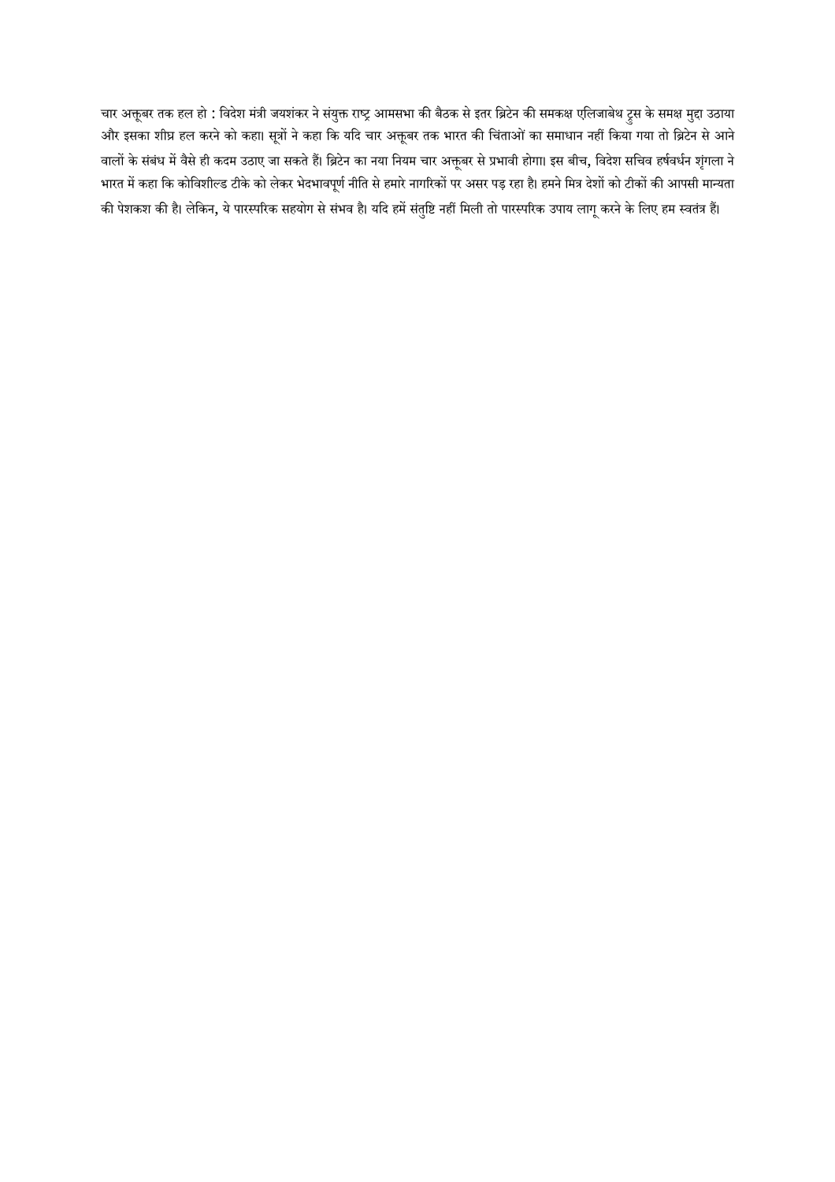चार अक्तूबर तक हल हो : विदेश मंत्री जयशंकर ने संयुक्त राष्ट्र आमसभा की बैठक से इतर ब्रिटेन की समकक्ष एलिजाबेथ ट्रुस के समक्ष मुद्दा उठाया और इसका शीघ्र हल करने को कहा। सूत्रों ने कहा कि यदि चार अक्तूबर तक भारत की चिंताओं का समाधान नहीं किया गया तो ब्रिटेन से आने वालों के संबंध में वैसे ही कदम उठाए जा सकते हैं। ब्रिटेन का नया नियम चार अक्तूबर से प्रभावी होगा। इस बीच, विदेश सचिव हर्षवर्धन शृंगला ने भारत में कहा कि कोविशील्ड टीके को लेकर भेदभावपूर्ण नीति से हमारे नागरिकों पर असर पड़ रहा है। हमने मित्र देशों को टीकों की आपसी मान्यता की पेशकश की है। लेकिन, ये पारस्परिक सहयोग से संभव है। यदि हमें संतुष्टि नहीं मिली तो पारस्परिक उपाय लागू करने के लिए हम स्वतंत्र हैं।